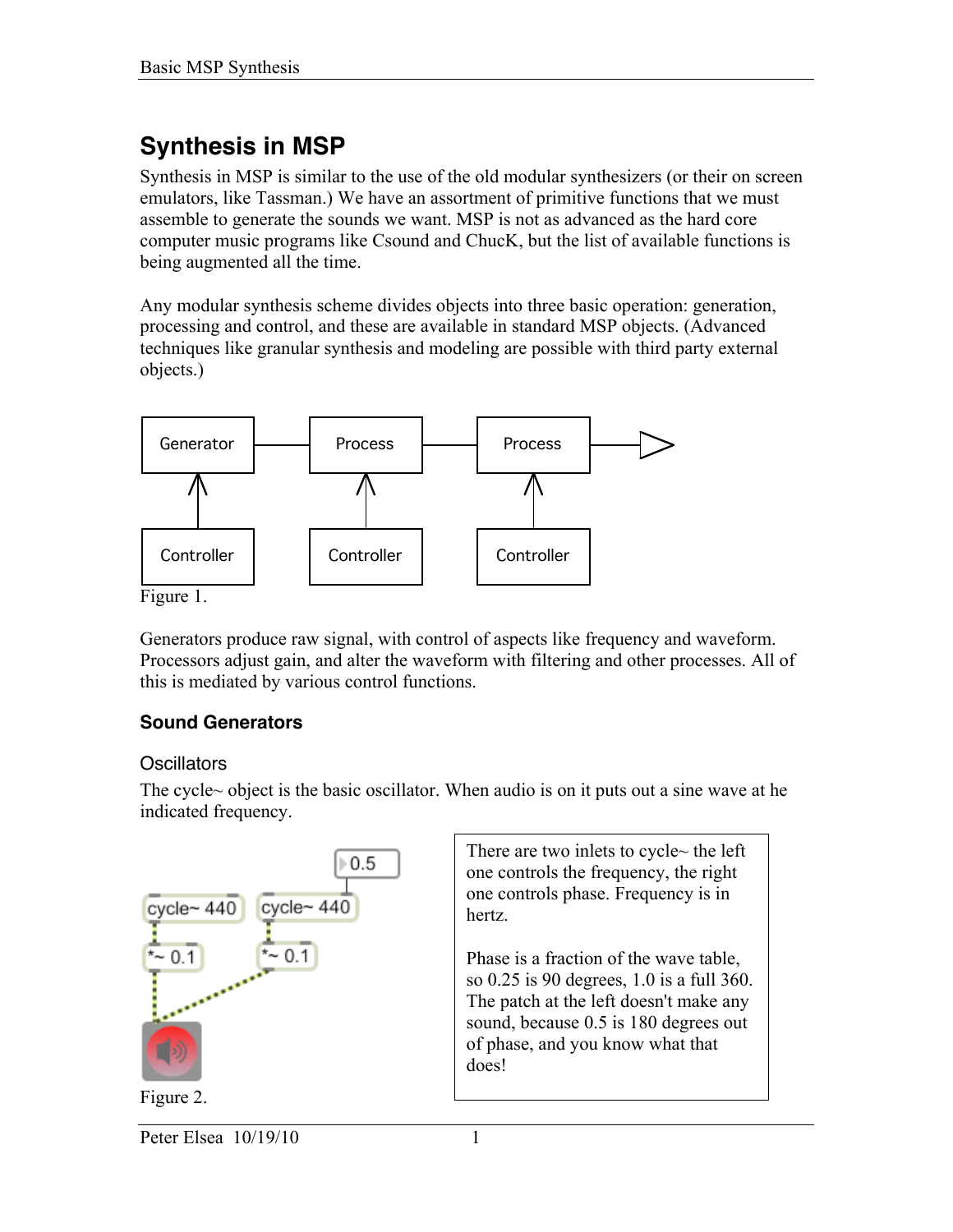# Synthesis in MSP

Synthesis in MSP is similar to the use of the old modular synthesizers (or their on screen emulators, like Tassman.) We have an assortment of primitive functions that we must assemble to generate the sounds we want. MSP is not as advanced as the hard core computer music programs like Csound and ChucK, but the list of available functions is being augmented all the time.

Any modular synthesis scheme divides objects into three basic operation: generation, processing and control, and these are available in standard MSP objects. (Advanced techniques like granular synthesis and modeling are possible with third party external objects.)

Figure 1.

Generators produce raw signal, with control of aspects like frequency and waveform. Processors adjust gain, and alter the waveform with filtering and other processes. All of this is mediated by various control functions.

## Sound Generators

### Oscillators

The cycle~ object is the basic oscillator. When audio is on it puts out a sine wave at he indicated frequency.

Figure 2.

There are two inlets to cycle~ the left one controls the frequency, the right one controls phase. Frequency is in hertz.

Phase is a fraction of the wave table, so 0.25 is 90 degrees, 1.0 is a full 360. The patch at the left doesn't make any sound, because 0.5 is 180 degrees out of phase, and you know what that does!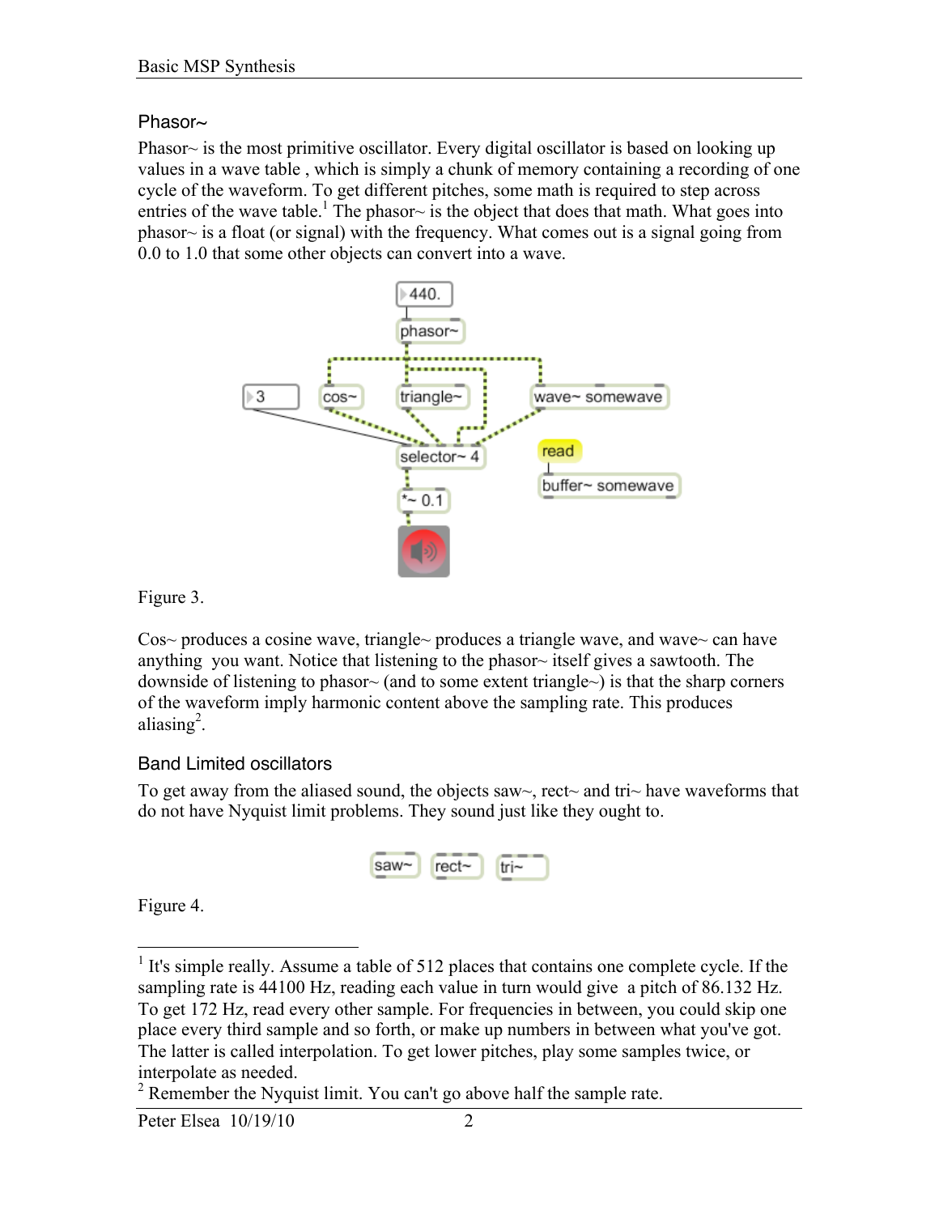### Phasor~

Phasor~ is the most primitive oscillator. Every digital oscillator is based on looking up values in a wave table , which is simply a chunk of memory containing a recording of one cycle of the waveform. To get different pitches, some math is required to step across entries of the wave table.[1] The phasor~ is the object that does that math. What goes into phasor~ is a float (or signal) with the frequency. What comes out is a signal going from 0.0 to 1.0 that some other objects can convert into a wave.

Figure 3.

Cos~ produces a cosine wave, triangle~ produces a triangle wave, and wave~ can have anything you want. Notice that listening to the phasor~ itself gives a sawtooth. The downside of listening to phasor~ (and to some extent triangle~) is that the sharp corners of the waveform imply harmonic content above the sampling rate. This produces aliasing[2].

### Band Limited oscillators

To get away from the aliased sound, the objects saw~, rect~ and tri~ have waveforms that do not have Nyquist limit problems. They sound just like they ought to.

Figure 4.

---

[1] It's simple really. Assume a table of 512 places that contains one complete cycle. If the sampling rate is 44100 Hz, reading each value in turn would give a pitch of 86.132 Hz. To get 172 Hz, read every other sample. For frequencies in between, you could skip one place every third sample and so forth, or make up numbers in between what you've got. The latter is called interpolation. To get lower pitches, play some samples twice, or interpolate as needed.

[2] Remember the Nyquist limit. You can't go above half the sample rate.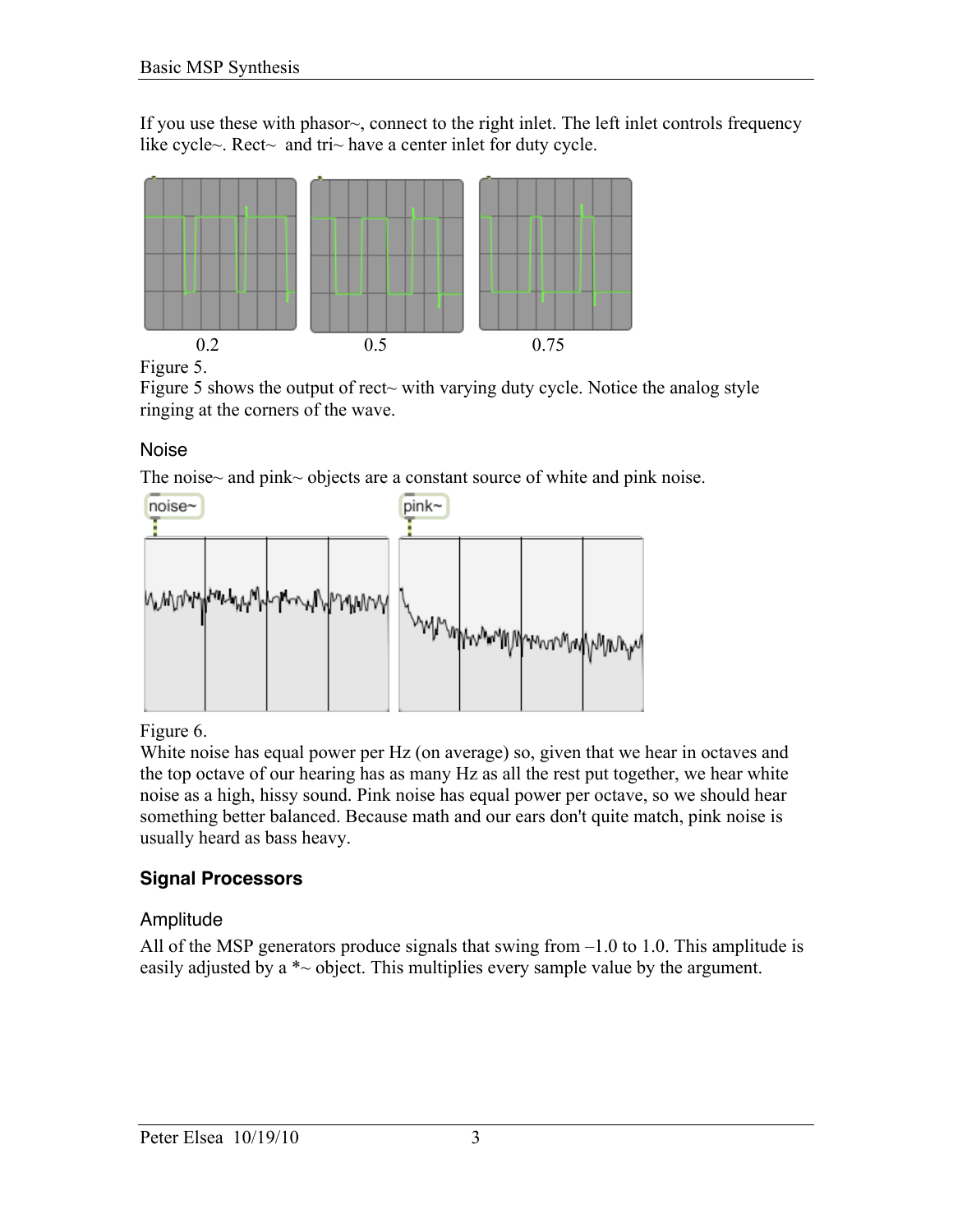If you use these with phasor~, connect to the right inlet. The left inlet controls frequency like cycle~. Rect~ and tri~ have a center inlet for duty cycle.

0.2 0.5 0.75

Figure 5.

Figure 5 shows the output of rect~ with varying duty cycle. Notice the analog style ringing at the corners of the wave.

### Noise

The noise~ and pink~ objects are a constant source of white and pink noise.

Figure 6.

White noise has equal power per Hz (on average) so, given that we hear in octaves and the top octave of our hearing has as many Hz as all the rest put together, we hear white noise as a high, hissy sound. Pink noise has equal power per octave, so we should hear something better balanced. Because math and our ears don't quite match, pink noise is usually heard as bass heavy.

## Signal Processors

### Amplitude

All of the MSP generators produce signals that swing from –1.0 to 1.0. This amplitude is easily adjusted by a *~ object. This multiplies every sample value by the argument.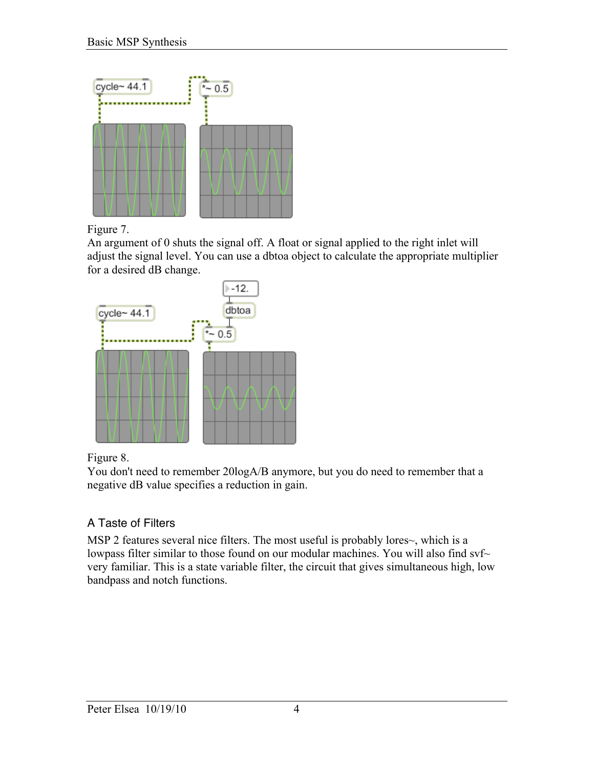Figure 7.

An argument of 0 shuts the signal off. A float or signal applied to the right inlet will adjust the signal level. You can use a dbtoa object to calculate the appropriate multiplier for a desired dB change.

Figure 8.

You don't need to remember 20logA/B anymore, but you do need to remember that a negative dB value specifies a reduction in gain.

## A Taste of Filters

MSP 2 features several nice filters. The most useful is probably lores~, which is a lowpass filter similar to those found on our modular machines. You will also find svf~ very familiar. This is a state variable filter, the circuit that gives simultaneous high, low bandpass and notch functions.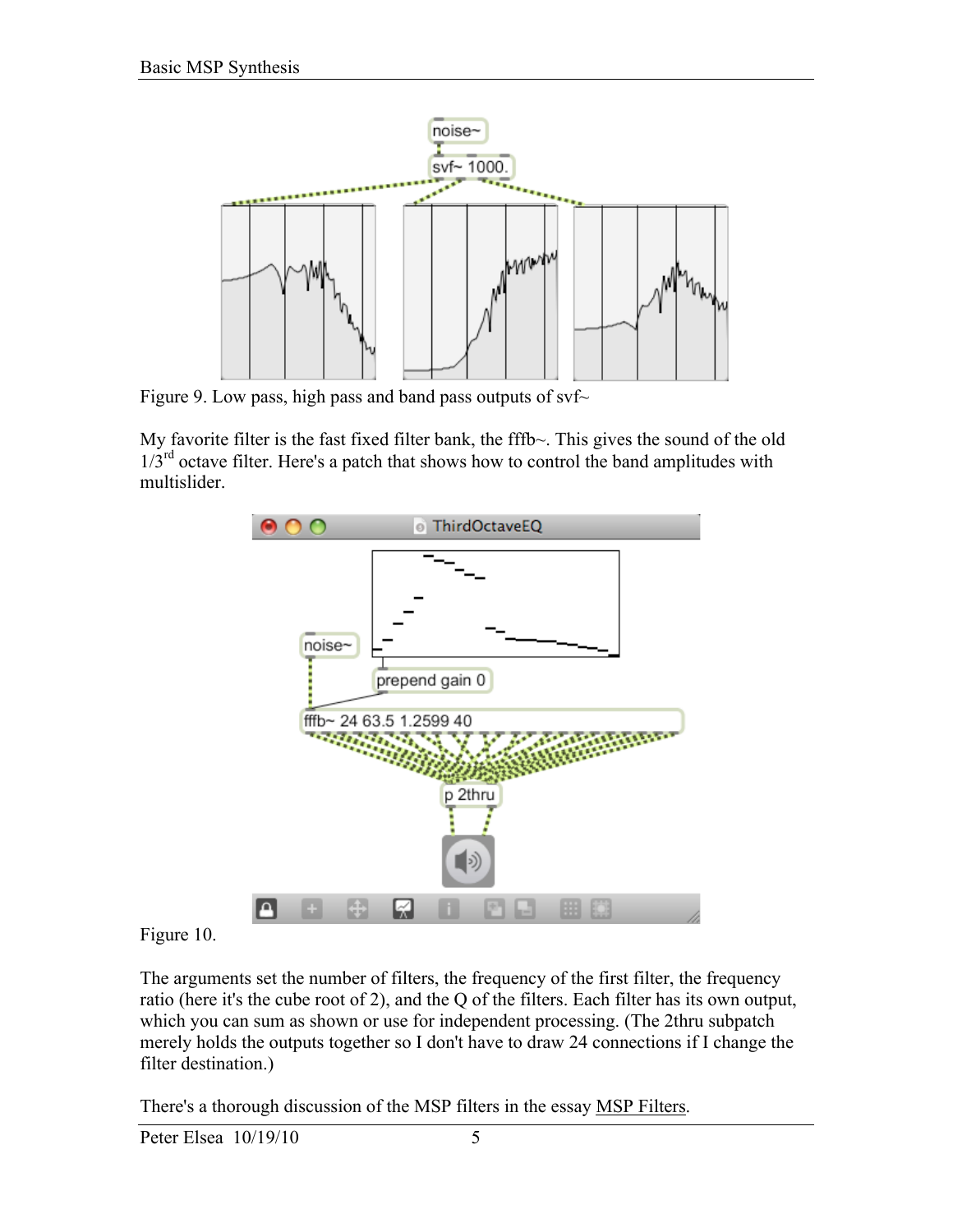Figure 9. Low pass, high pass and band pass outputs of svf~

My favorite filter is the fast fixed filter bank, the fffb~. This gives the sound of the old 1/3rd octave filter. Here's a patch that shows how to control the band amplitudes with multislider.

Figure 10.

The arguments set the number of filters, the frequency of the first filter, the frequency ratio (here it's the cube root of 2), and the Q of the filters. Each filter has its own output, which you can sum as shown or use for independent processing. (The 2thru subpatch merely holds the outputs together so I don't have to draw 24 connections if I change the filter destination.)

There's a thorough discussion of the MSP filters in the essay MSP Filters.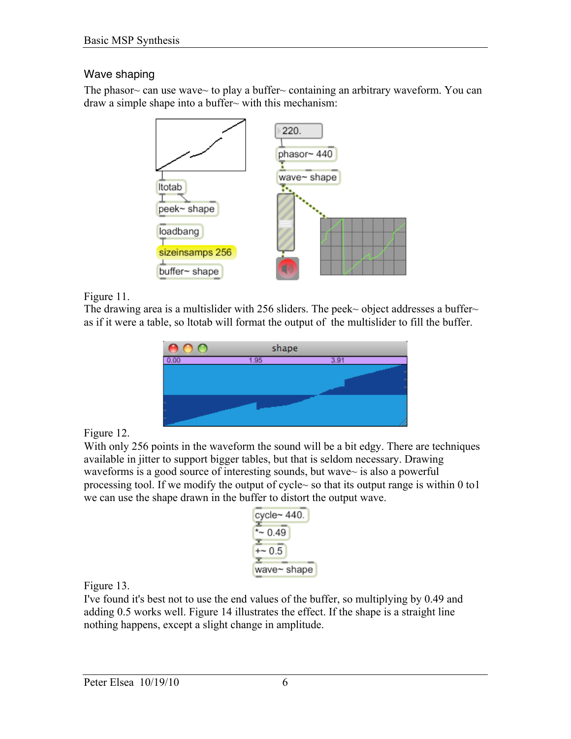## Wave shaping

The phasor~ can use wave~ to play a buffer~ containing an arbitrary waveform. You can draw a simple shape into a buffer~ with this mechanism:

Figure 11.
The drawing area is a multislider with 256 sliders. The peek~ object addresses a buffer~ as if it were a table, so ltotab will format the output of the multislider to fill the buffer.

Figure 12.
With only 256 points in the waveform the sound will be a bit edgy. There are techniques available in jitter to support bigger tables, but that is seldom necessary. Drawing waveforms is a good source of interesting sounds, but wave~ is also a powerful processing tool. If we modify the output of cycle~ so that its output range is within 0 to1 we can use the shape drawn in the buffer to distort the output wave.

Figure 13.
I've found it's best not to use the end values of the buffer, so multiplying by 0.49 and adding 0.5 works well. Figure 14 illustrates the effect. If the shape is a straight line nothing happens, except a slight change in amplitude.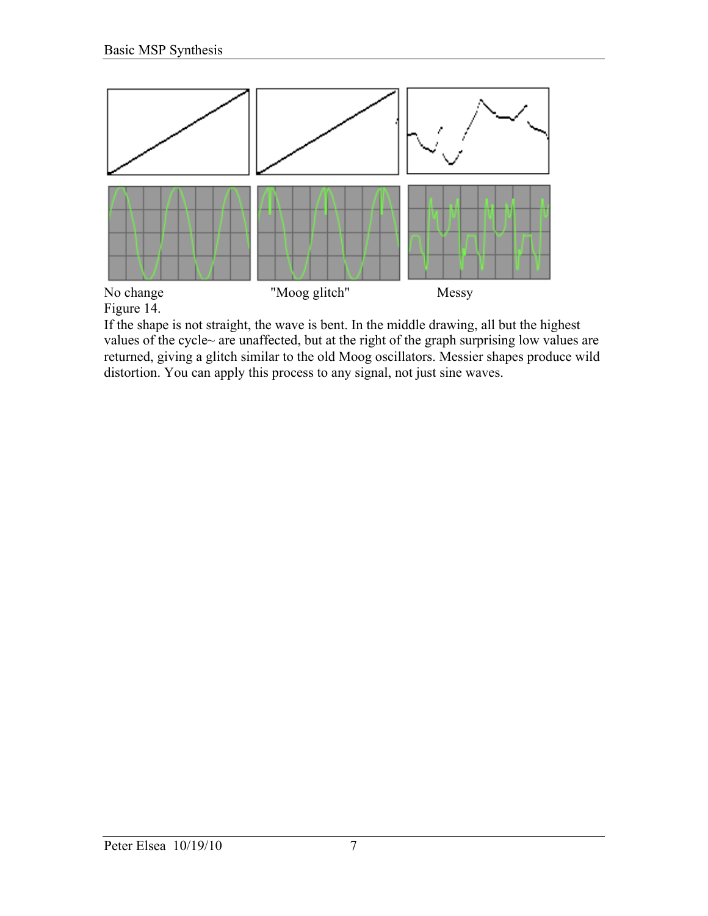No change "Moog glitch" Messy

Figure 14.

If the shape is not straight, the wave is bent. In the middle drawing, all but the highest values of the cycle~ are unaffected, but at the right of the graph surprising low values are returned, giving a glitch similar to the old Moog oscillators. Messier shapes produce wild distortion. You can apply this process to any signal, not just sine waves.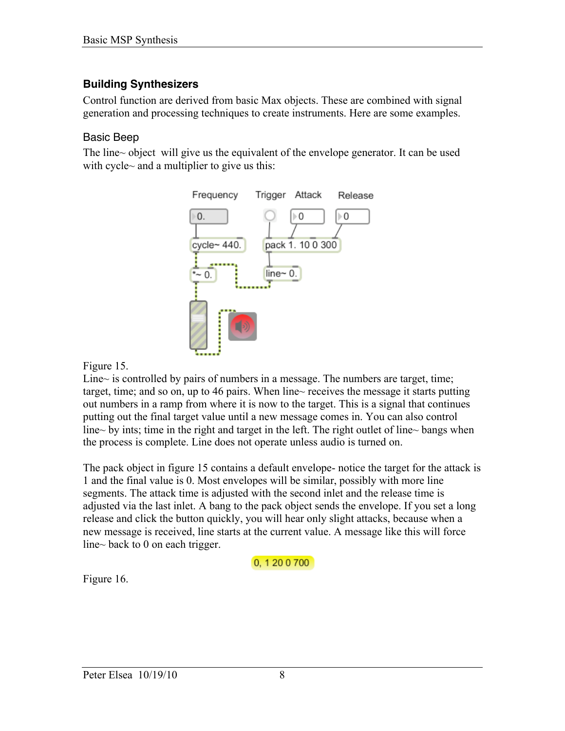## Building Synthesizers

Control function are derived from basic Max objects. These are combined with signal generation and processing techniques to create instruments. Here are some examples.

### Basic Beep

The line~ object will give us the equivalent of the envelope generator. It can be used with cycle~ and a multiplier to give us this:

Figure 15.

Line~ is controlled by pairs of numbers in a message. The numbers are target, time; target, time; and so on, up to 46 pairs. When line~ receives the message it starts putting out numbers in a ramp from where it is now to the target. This is a signal that continues putting out the final target value until a new message comes in. You can also control line~ by ints; time in the right and target in the left. The right outlet of line~ bangs when the process is complete. Line does not operate unless audio is turned on.

The pack object in figure 15 contains a default envelope- notice the target for the attack is 1 and the final value is 0. Most envelopes will be similar, possibly with more line segments. The attack time is adjusted with the second inlet and the release time is adjusted via the last inlet. A bang to the pack object sends the envelope. If you set a long release and click the button quickly, you will hear only slight attacks, because when a new message is received, line starts at the current value. A message like this will force line~ back to 0 on each trigger.

```
0, 1 20 0 700
```

Figure 16.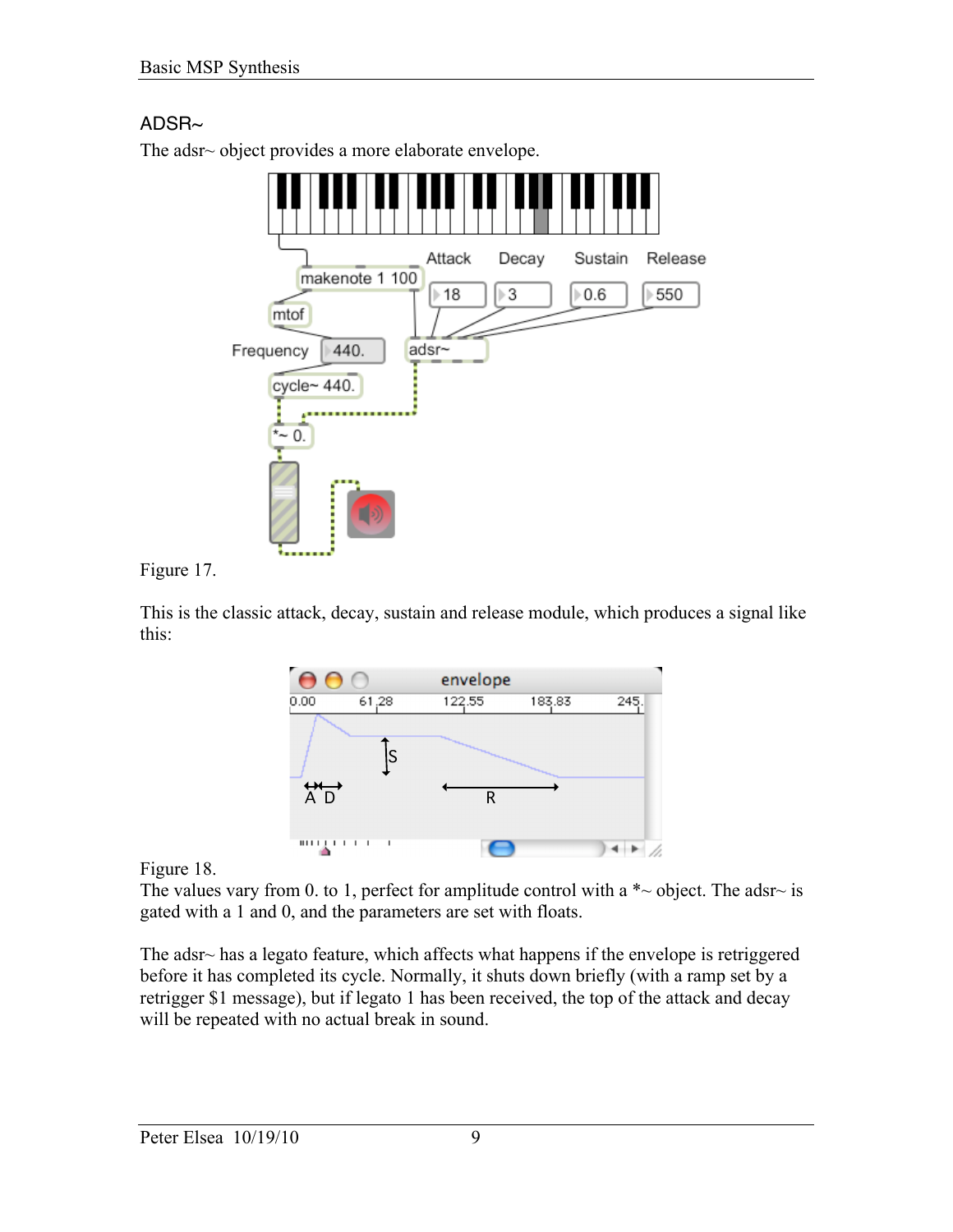## ADSR~

The adsr~ object provides a more elaborate envelope.

Figure 17.

This is the classic attack, decay, sustain and release module, which produces a signal like this:

Figure 18.

The values vary from 0. to 1, perfect for amplitude control with a *~ object. The adsr~ is gated with a 1 and 0, and the parameters are set with floats.

The adsr~ has a legato feature, which affects what happens if the envelope is retriggered before it has completed its cycle. Normally, it shuts down briefly (with a ramp set by a retrigger $1 message), but if legato 1 has been received, the top of the attack and decay will be repeated with no actual break in sound.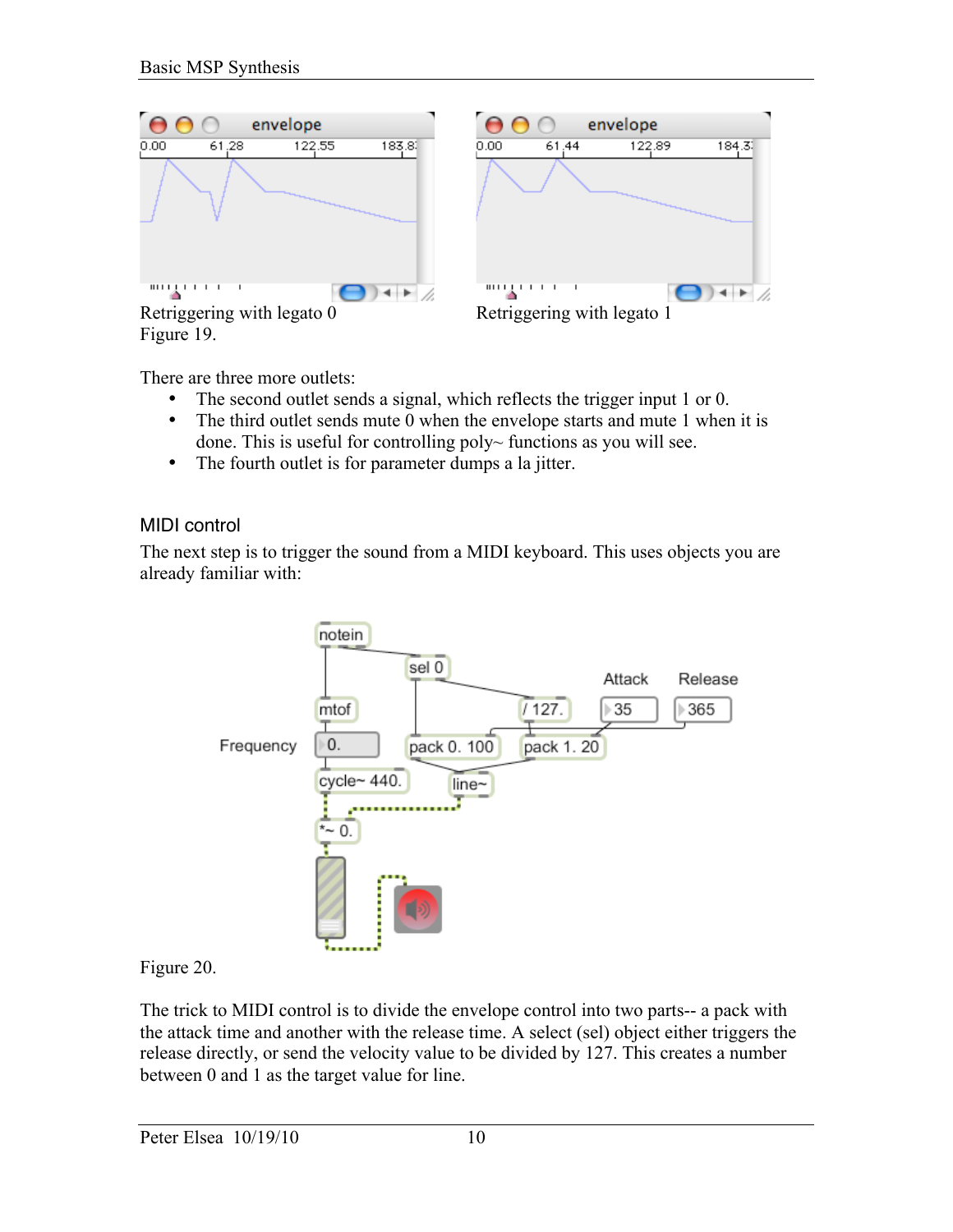Retriggering with legato 0

Retriggering with legato 1

Figure 19.

There are three more outlets:

- The second outlet sends a signal, which reflects the trigger input 1 or 0.
- The third outlet sends mute 0 when the envelope starts and mute 1 when it is done. This is useful for controlling poly~ functions as you will see.
- The fourth outlet is for parameter dumps a la jitter.

## MIDI control

The next step is to trigger the sound from a MIDI keyboard. This uses objects you are already familiar with:

Figure 20.

The trick to MIDI control is to divide the envelope control into two parts-- a pack with the attack time and another with the release time. A select (sel) object either triggers the release directly, or send the velocity value to be divided by 127. This creates a number between 0 and 1 as the target value for line.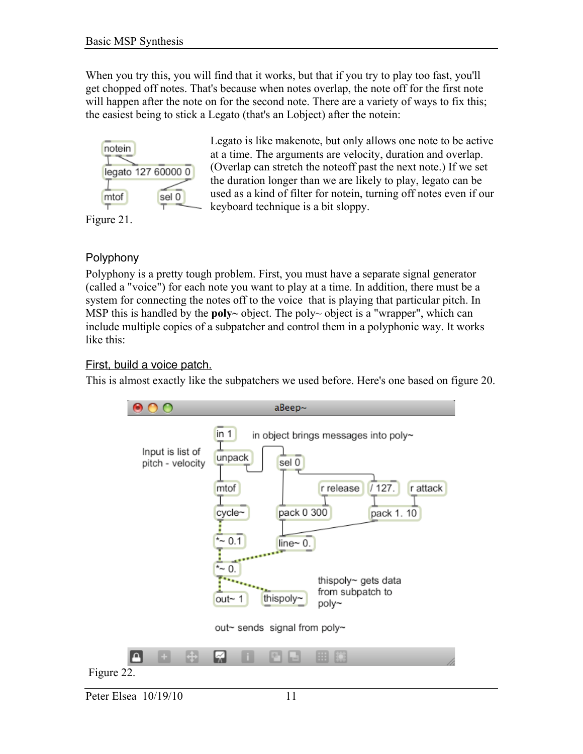When you try this, you will find that it works, but that if you try to play too fast, you'll get chopped off notes. That's because when notes overlap, the note off for the first note will happen after the note on for the second note. There are a variety of ways to fix this; the easiest being to stick a Legato (that's an Lobject) after the notein:

Legato is like makenote, but only allows one note to be active at a time. The arguments are velocity, duration and overlap. (Overlap can stretch the noteoff past the next note.) If we set the duration longer than we are likely to play, legato can be used as a kind of filter for notein, turning off notes even if our keyboard technique is a bit sloppy.

Figure 21.

## Polyphony

Polyphony is a pretty tough problem. First, you must have a separate signal generator (called a "voice") for each note you want to play at a time. In addition, there must be a system for connecting the notes off to the voice that is playing that particular pitch. In MSP this is handled by the **poly~** object. The poly~ object is a "wrapper", which can include multiple copies of a subpatcher and control them in a polyphonic way. It works like this:

### First, build a voice patch.

This is almost exactly like the subpatchers we used before. Here's one based on figure 20.

Figure 22.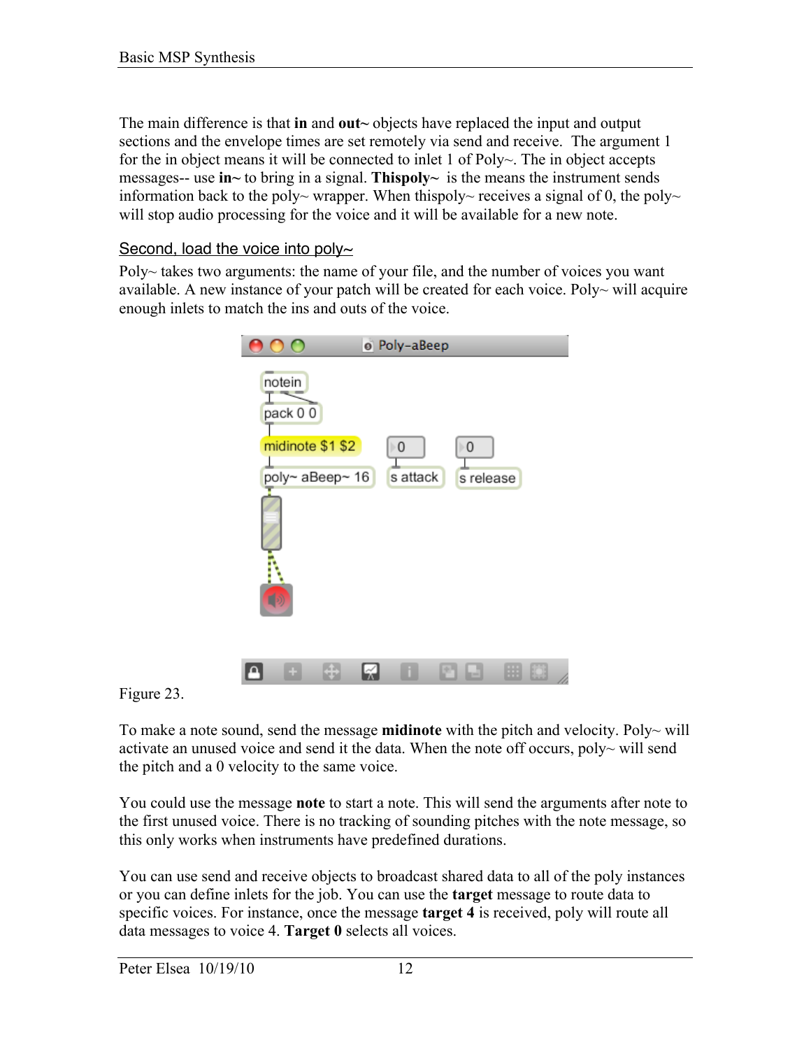The main difference is that **in** and **out~** objects have replaced the input and output sections and the envelope times are set remotely via send and receive. The argument 1 for the in object means it will be connected to inlet 1 of Poly~. The in object accepts messages-- use **in~** to bring in a signal. **Thispoly~** is the means the instrument sends information back to the poly~ wrapper. When thispoly~ receives a signal of 0, the poly~ will stop audio processing for the voice and it will be available for a new note.

## Second, load the voice into poly~

Poly~ takes two arguments: the name of your file, and the number of voices you want available. A new instance of your patch will be created for each voice. Poly~ will acquire enough inlets to match the ins and outs of the voice.

Figure 23.

To make a note sound, send the message **midinote** with the pitch and velocity. Poly~ will activate an unused voice and send it the data. When the note off occurs, poly~ will send the pitch and a 0 velocity to the same voice.

You could use the message **note** to start a note. This will send the arguments after note to the first unused voice. There is no tracking of sounding pitches with the note message, so this only works when instruments have predefined durations.

You can use send and receive objects to broadcast shared data to all of the poly instances or you can define inlets for the job. You can use the **target** message to route data to specific voices. For instance, once the message **target 4** is received, poly will route all data messages to voice 4. **Target 0** selects all voices.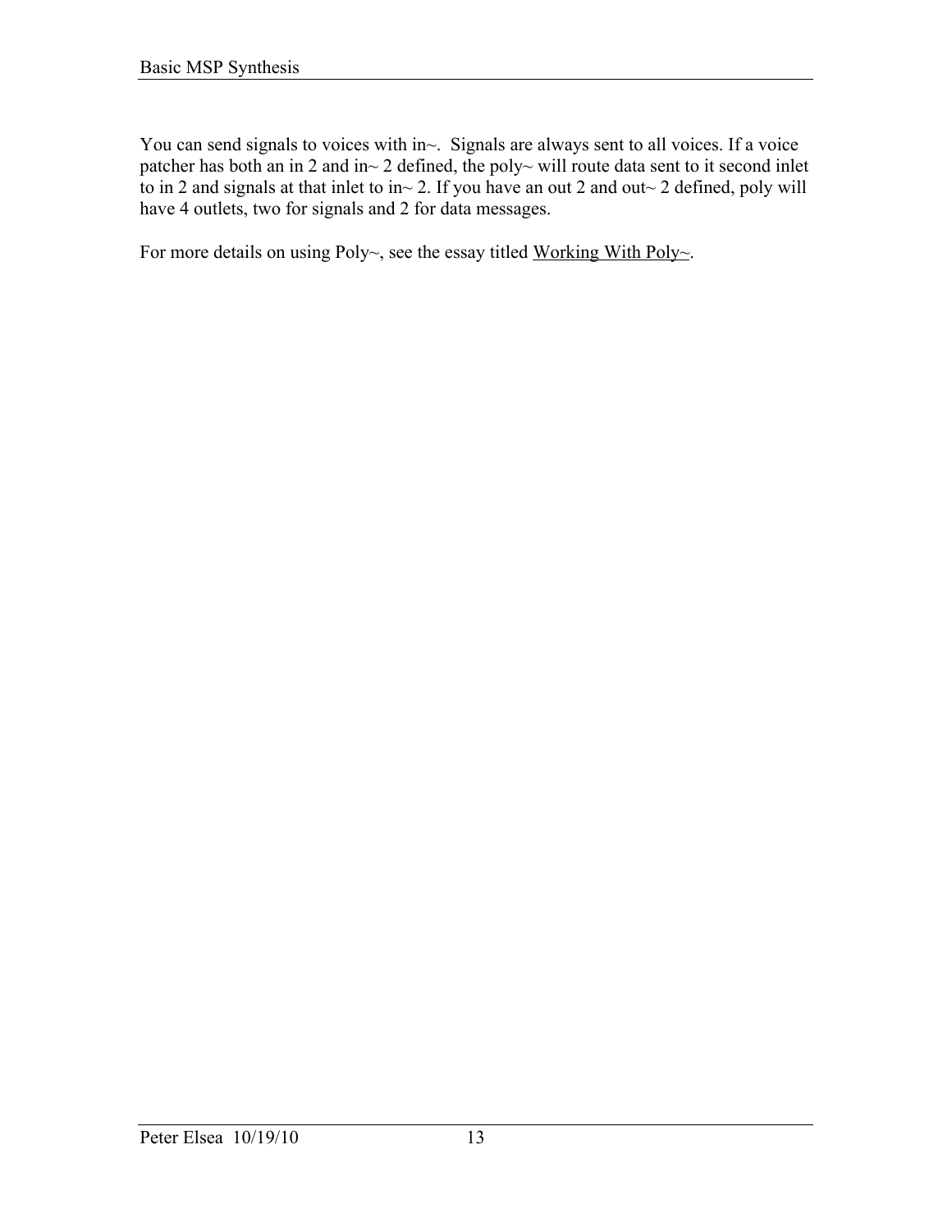You can send signals to voices with in~. Signals are always sent to all voices. If a voice patcher has both an in 2 and in~ 2 defined, the poly~ will route data sent to it second inlet to in 2 and signals at that inlet to in~ 2. If you have an out 2 and out~ 2 defined, poly will have 4 outlets, two for signals and 2 for data messages.

For more details on using Poly~, see the essay titled Working With Poly~.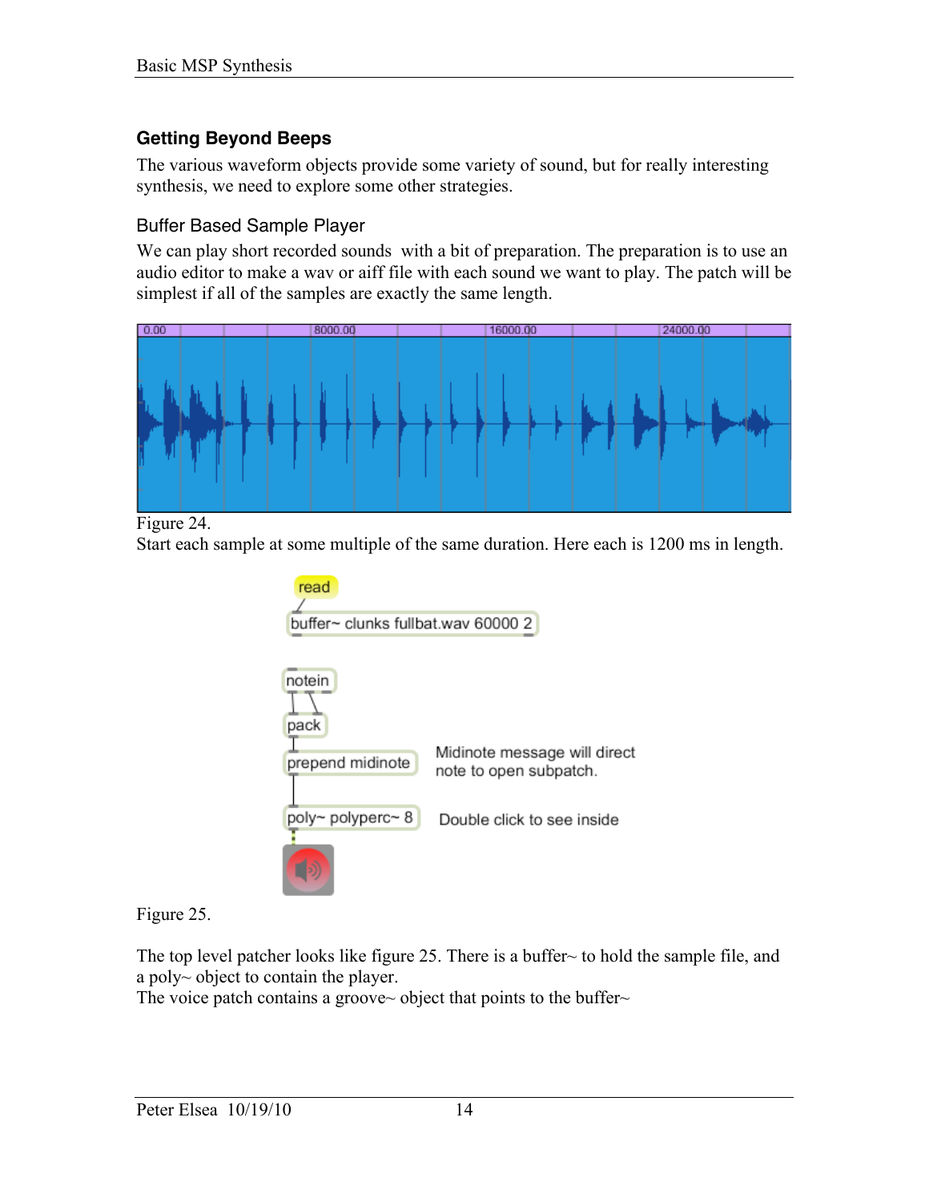## Getting Beyond Beeps

The various waveform objects provide some variety of sound, but for really interesting synthesis, we need to explore some other strategies.

### Buffer Based Sample Player

We can play short recorded sounds with a bit of preparation. The preparation is to use an audio editor to make a wav or aiff file with each sound we want to play. The patch will be simplest if all of the samples are exactly the same length.

Figure 24.
Start each sample at some multiple of the same duration. Here each is 1200 ms in length.

Figure 25.

The top level patcher looks like figure 25. There is a buffer~ to hold the sample file, and a poly~ object to contain the player.
The voice patch contains a groove~ object that points to the buffer~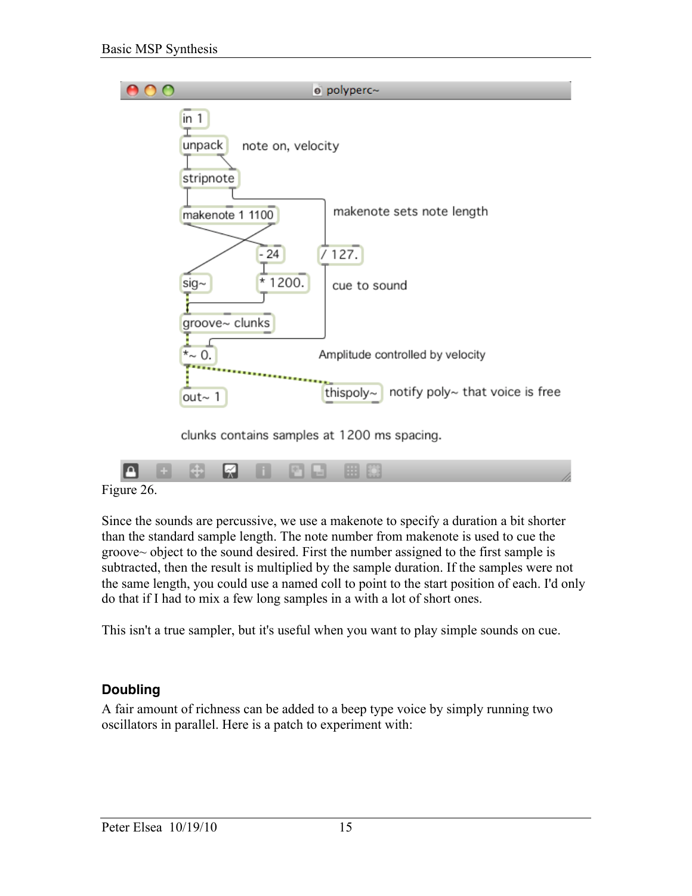Figure 26.

Since the sounds are percussive, we use a makenote to specify a duration a bit shorter than the standard sample length. The note number from makenote is used to cue the groove~ object to the sound desired. First the number assigned to the first sample is subtracted, then the result is multiplied by the sample duration. If the samples were not the same length, you could use a named coll to point to the start position of each. I'd only do that if I had to mix a few long samples in a with a lot of short ones.

This isn't a true sampler, but it's useful when you want to play simple sounds on cue.

### Doubling

A fair amount of richness can be added to a beep type voice by simply running two oscillators in parallel. Here is a patch to experiment with: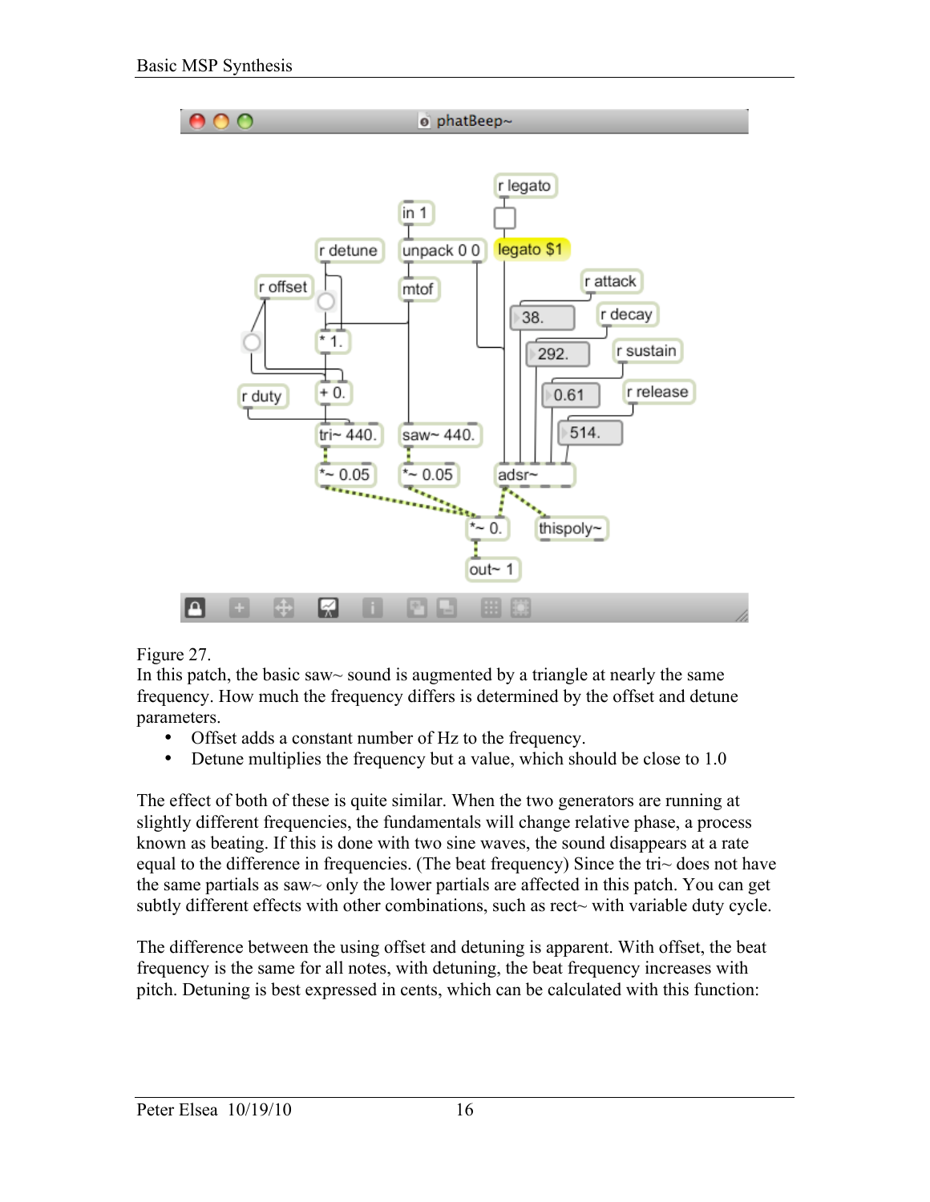Figure 27.

In this patch, the basic saw~ sound is augmented by a triangle at nearly the same frequency. How much the frequency differs is determined by the offset and detune parameters.

- Offset adds a constant number of Hz to the frequency.
- Detune multiplies the frequency but a value, which should be close to 1.0

The effect of both of these is quite similar. When the two generators are running at slightly different frequencies, the fundamentals will change relative phase, a process known as beating. If this is done with two sine waves, the sound disappears at a rate equal to the difference in frequencies. (The beat frequency) Since the tri~ does not have the same partials as saw~ only the lower partials are affected in this patch. You can get subtly different effects with other combinations, such as rect~ with variable duty cycle.

The difference between the using offset and detuning is apparent. With offset, the beat frequency is the same for all notes, with detuning, the beat frequency increases with pitch. Detuning is best expressed in cents, which can be calculated with this function: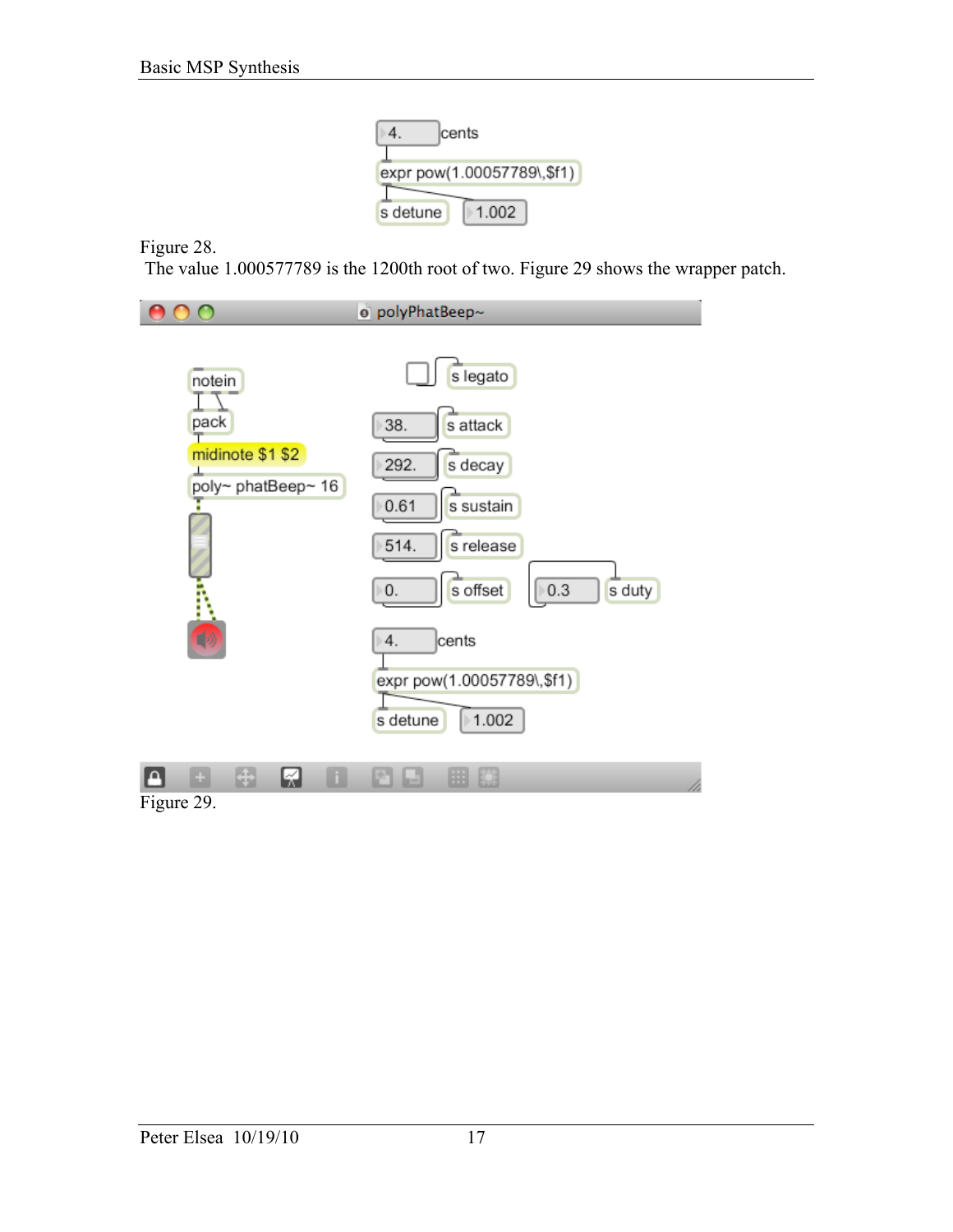Figure 28.

The value 1.000577789 is the 1200th root of two. Figure 29 shows the wrapper patch.

Figure 29.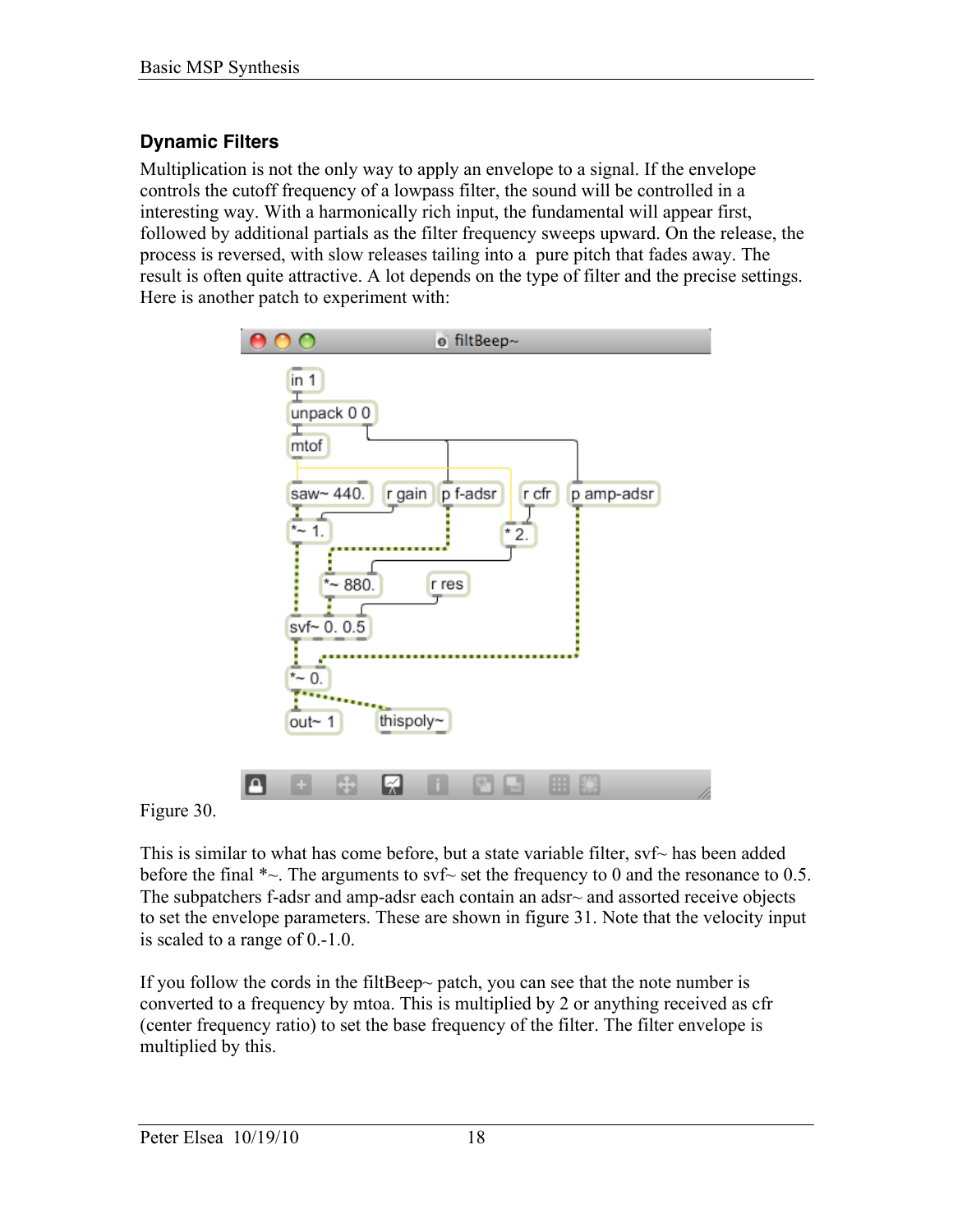## Dynamic Filters

Multiplication is not the only way to apply an envelope to a signal. If the envelope controls the cutoff frequency of a lowpass filter, the sound will be controlled in a interesting way. With a harmonically rich input, the fundamental will appear first, followed by additional partials as the filter frequency sweeps upward. On the release, the process is reversed, with slow releases tailing into a pure pitch that fades away. The result is often quite attractive. A lot depends on the type of filter and the precise settings. Here is another patch to experiment with:

Figure 30.

This is similar to what has come before, but a state variable filter, svf~ has been added before the final *~. The arguments to svf~ set the frequency to 0 and the resonance to 0.5. The subpatchers f-adsr and amp-adsr each contain an adsr~ and assorted receive objects to set the envelope parameters. These are shown in figure 31. Note that the velocity input is scaled to a range of 0.-1.0.

If you follow the cords in the filtBeep~ patch, you can see that the note number is converted to a frequency by mtoa. This is multiplied by 2 or anything received as cfr (center frequency ratio) to set the base frequency of the filter. The filter envelope is multiplied by this.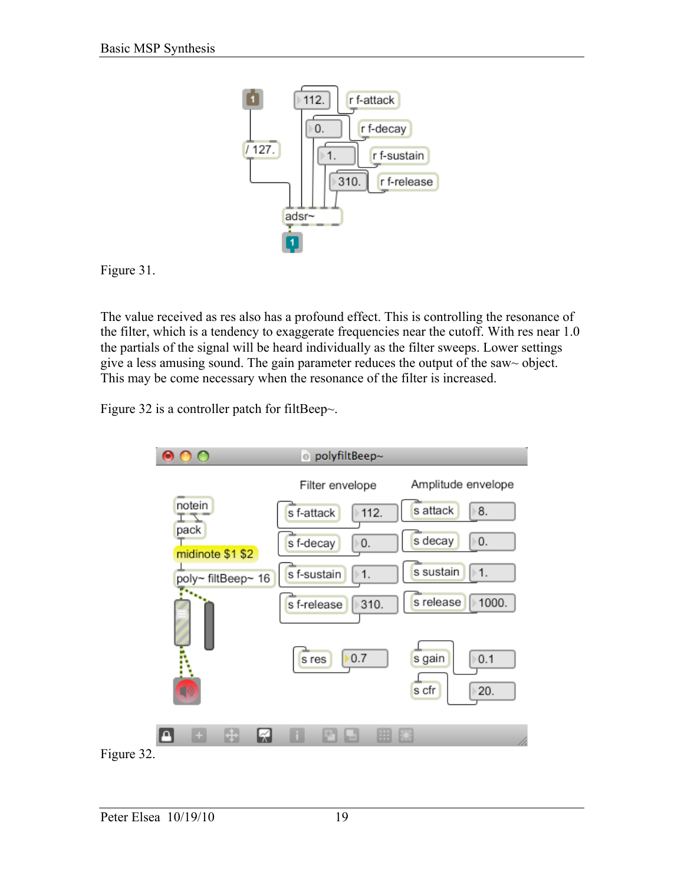Figure 31.

The value received as res also has a profound effect. This is controlling the resonance of the filter, which is a tendency to exaggerate frequencies near the cutoff. With res near 1.0 the partials of the signal will be heard individually as the filter sweeps. Lower settings give a less amusing sound. The gain parameter reduces the output of the saw~ object. This may be come necessary when the resonance of the filter is increased.

Figure 32 is a controller patch for filtBeep~.

Figure 32.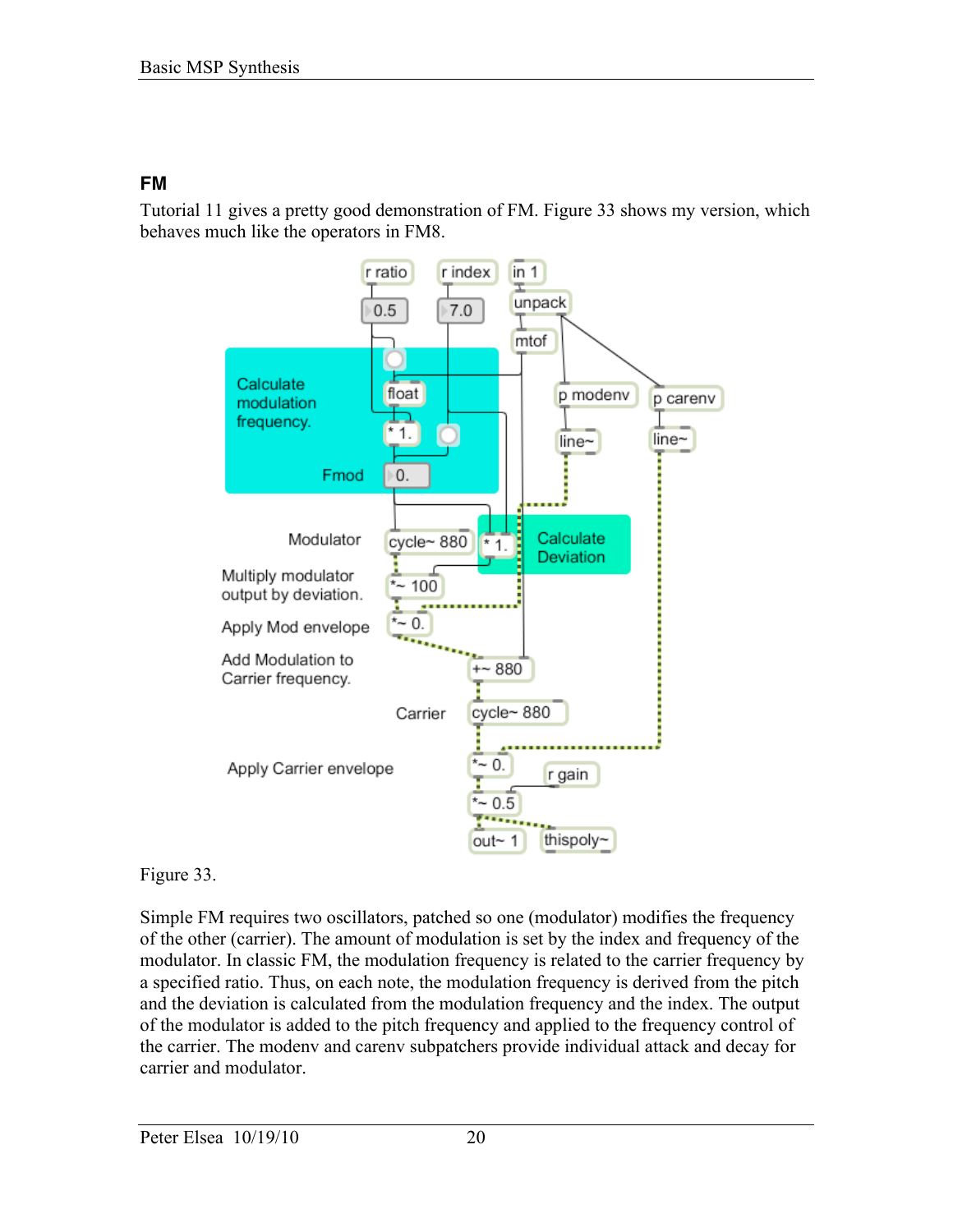## FM

Tutorial 11 gives a pretty good demonstration of FM. Figure 33 shows my version, which behaves much like the operators in FM8.

Figure 33.

Simple FM requires two oscillators, patched so one (modulator) modifies the frequency of the other (carrier). The amount of modulation is set by the index and frequency of the modulator. In classic FM, the modulation frequency is related to the carrier frequency by a specified ratio. Thus, on each note, the modulation frequency is derived from the pitch and the deviation is calculated from the modulation frequency and the index. The output of the modulator is added to the pitch frequency and applied to the frequency control of the carrier. The modenv and carenv subpatchers provide individual attack and decay for carrier and modulator.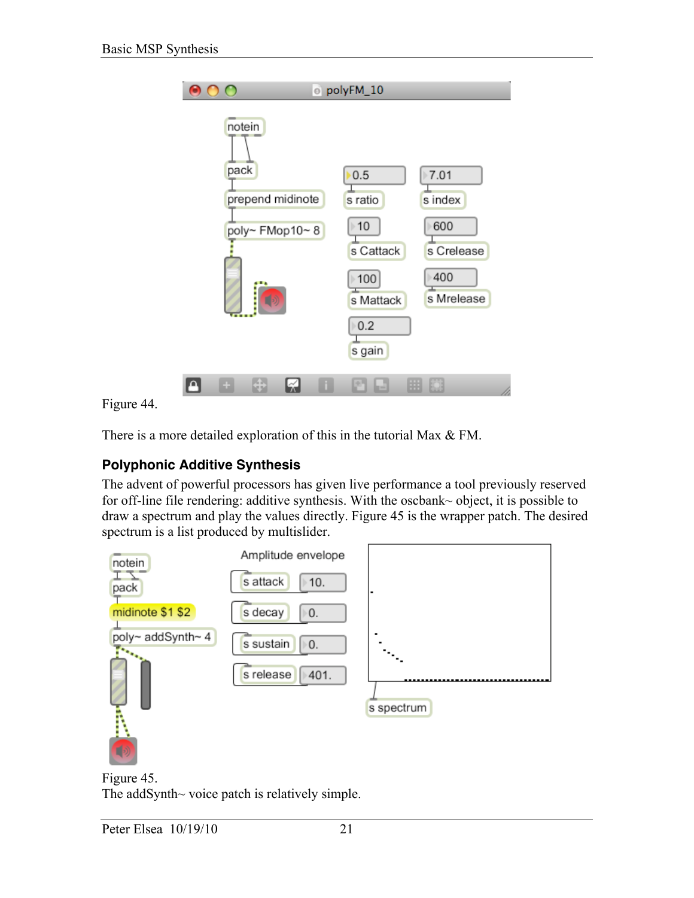Figure 44.

There is a more detailed exploration of this in the tutorial Max & FM.

### Polyphonic Additive Synthesis

The advent of powerful processors has given live performance a tool previously reserved for off-line file rendering: additive synthesis. With the oscbank~ object, it is possible to draw a spectrum and play the values directly. Figure 45 is the wrapper patch. The desired spectrum is a list produced by multislider.

Figure 45.

The addSynth~ voice patch is relatively simple.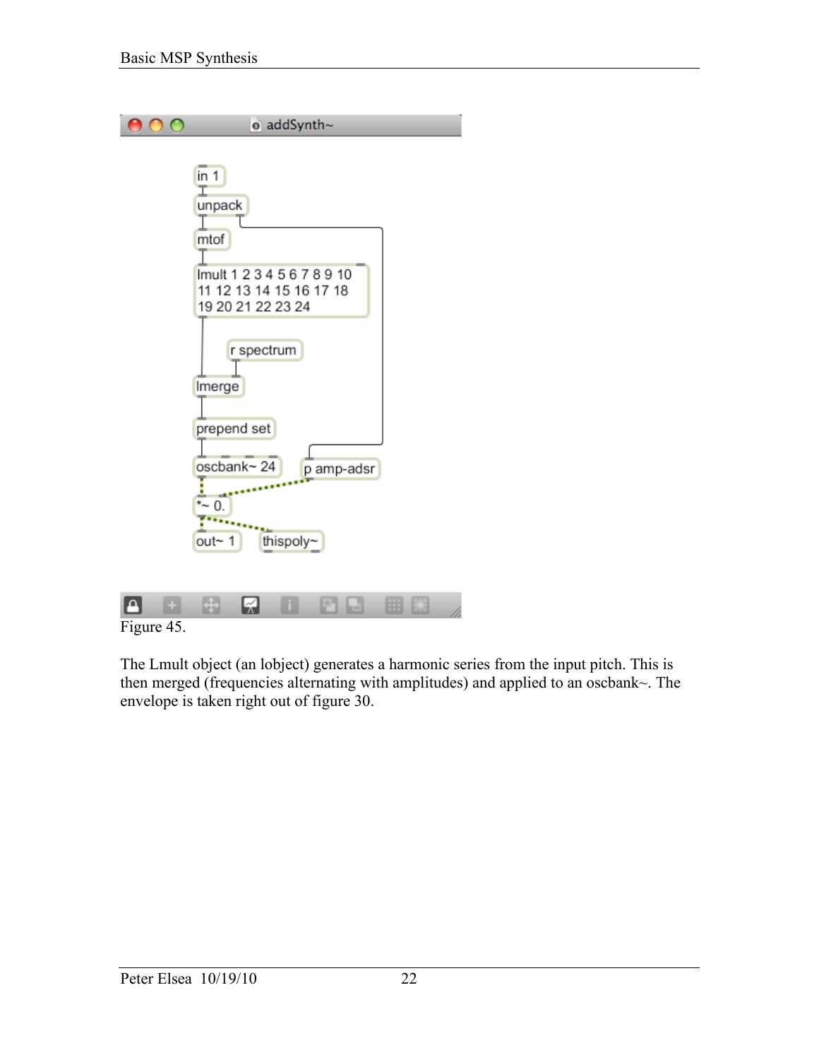addSynth~

in 1

unpack

mtof

Lmult 1 2 3 4 5 6 7 8 9 10 11 12 13 14 15 16 17 18 19 20 21 22 23 24

r spectrum

Lmerge

prepend set

oscbank~ 24

p amp-adsr

*~ 0.

out~ 1

thispoly~

Figure 45.

The Lmult object (an lobject) generates a harmonic series from the input pitch. This is then merged (frequencies alternating with amplitudes) and applied to an oscbank~. The envelope is taken right out of figure 30.